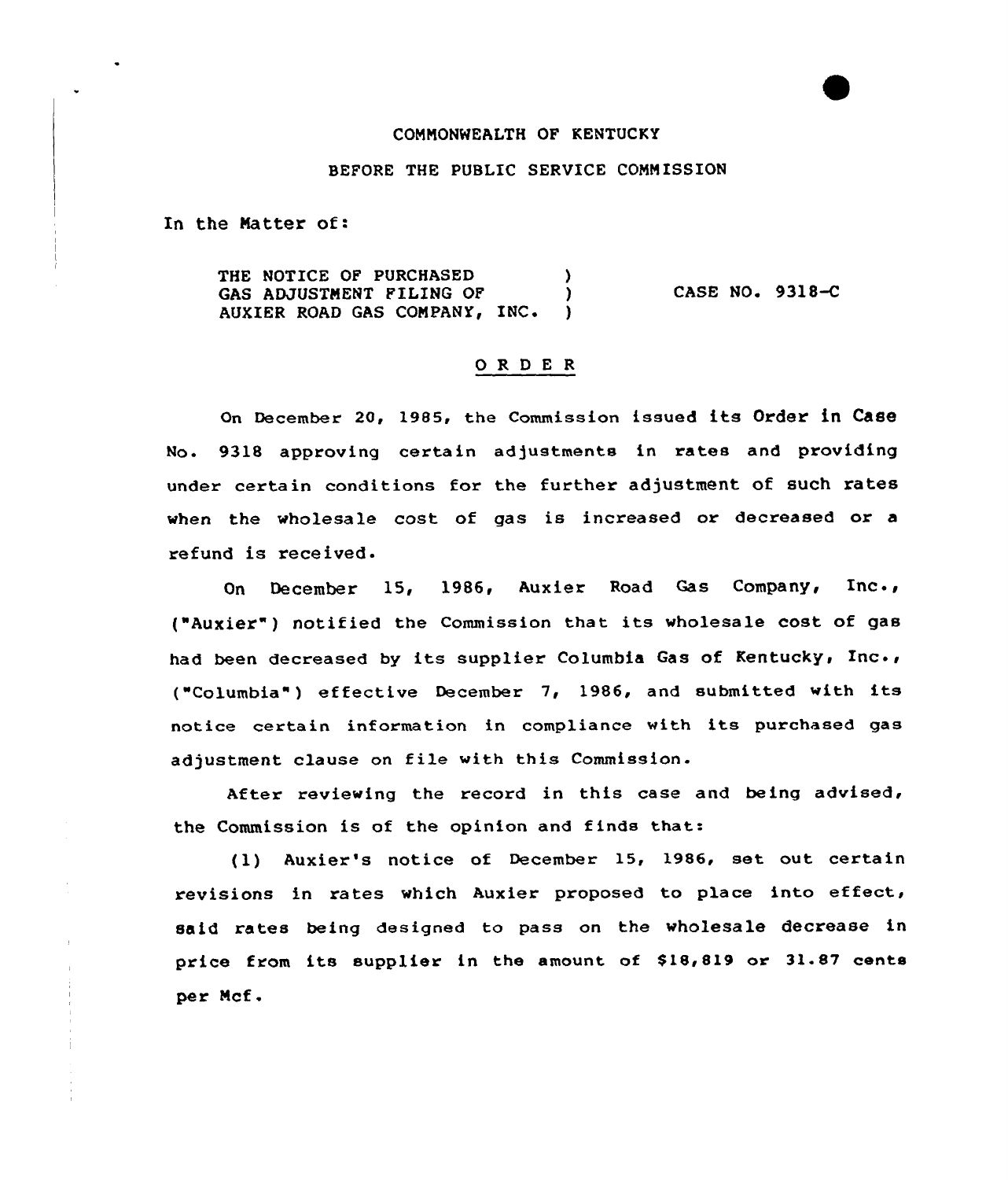COMMONWEALTH OF KENTUCKY

BEFORE THE PUBLIC SERVICE COMMISSION

In the Matter of:

| | | |
|---|---|---|
| THE NOTICE OF PURCHASED GAS ADJUSTMENT FILING OF AUXIER ROAD GAS COMPANY, INC. | ) ) ) | CASE NO. 9318-C |

## O R D E R

On December 20, 1985, the Commission issued its Order in Case No. 9318 approving certain adjustments in rates and providing under certain conditions for the further adjustment of such rates when the wholesale cost of gas is increased or decreased or a refund is received.

On December 15, 1986, Auxier Road Gas Company, Inc., ("Auxier") notified the Commission that its wholesale cost of gas had been decreased by its supplier Columbia Gas of Kentucky, Inc., ("Columbia") effective December 7, 1986, and submitted with its notice certain information in compliance with its purchased gas adjustment clause on file with this Commission.

After reviewing the record in this case and being advised, the Commission is of the opinion and finds that:

(1) Auxier's notice of December 15, 1986, set out certain revisions in rates which Auxier proposed to place into effect, said rates being designed to pass on the wholesale decrease in price from its supplier in the amount of $18,819 or 31.87 cents per Mcf.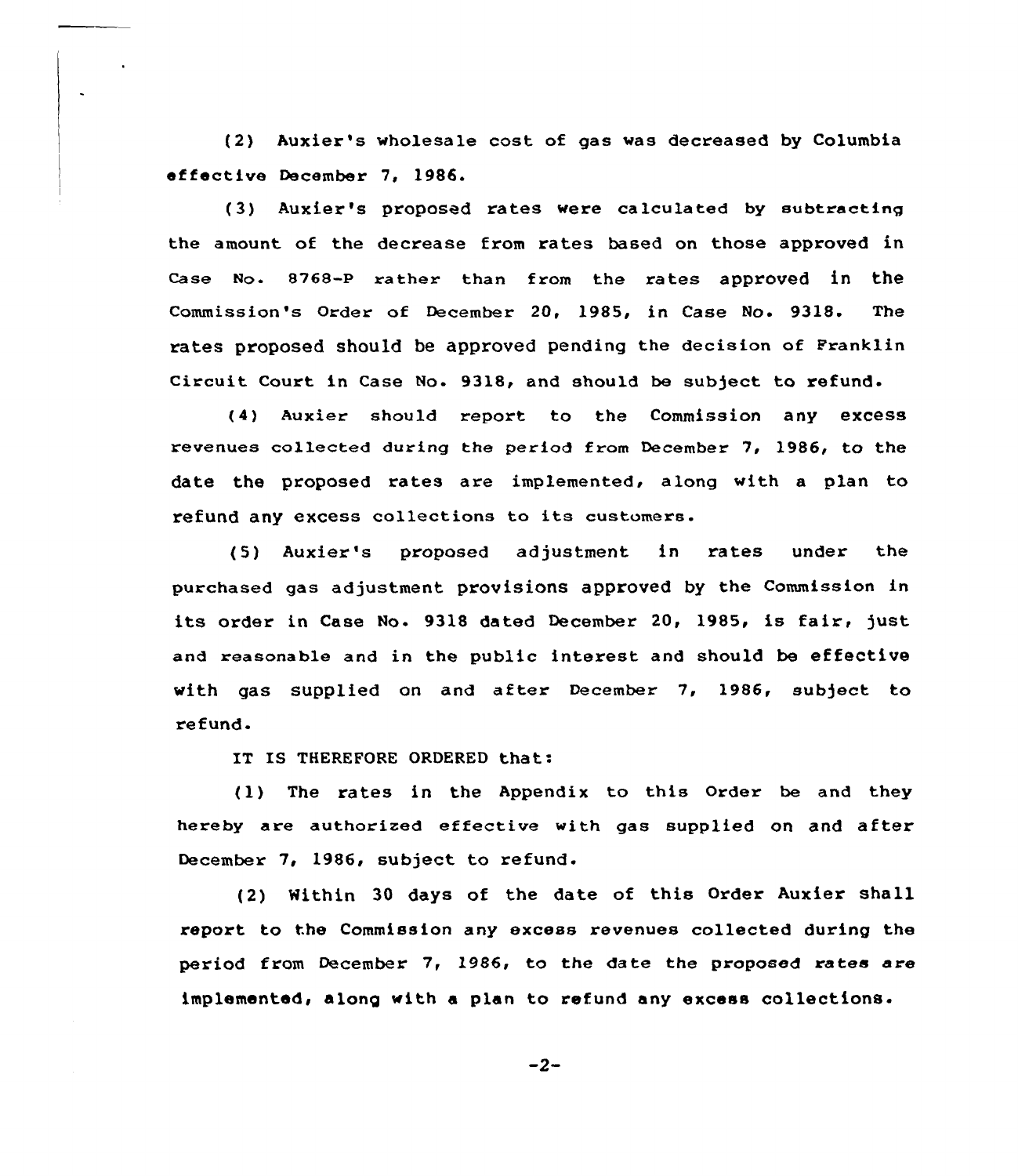(2) Auxier's wholesale cost of gas was decreased by Columbia effective December 7, 1986.

(3) Auxier's proposed rates were calculated by subtracting the amount of the decrease from rates based on those approved in Case No. 8768-P rather than from the rates approved in the Commission's Order of December 20, 1985, in Case No. 9318. The rates proposed should be approved pending the decision of Franklin Circuit Court in Case No. 9318, and should be subject to refund.

(4) Auxier should report to the Commission any excess revenues collected during the period from December 7, 1986, to the date the proposed rates are implemented, along with a plan to refund any excess collections to its customers.

(5) Auxier's proposed adjustment in rates under the purchased gas adjustment provisions approved by the Commission in its order in Case No. 9318 dated December 20, 1985, is fair, just and reasonable and in the public interest and should be effective with gas supplied on and after December 7, 1986, subject to refund.

IT IS THEREFORE ORDERED that:

(1) The rates in the Appendix to this Order be and they hereby are authorized effective with gas supplied on and after December 7, 1986, subject to refund.

(2) Within 30 days of the date of this Order Auxier shall report to the Commission any excess revenues collected during the period from December 7, 1986, to the date the proposed rates are implemented, along with a plan to refund any excess collections.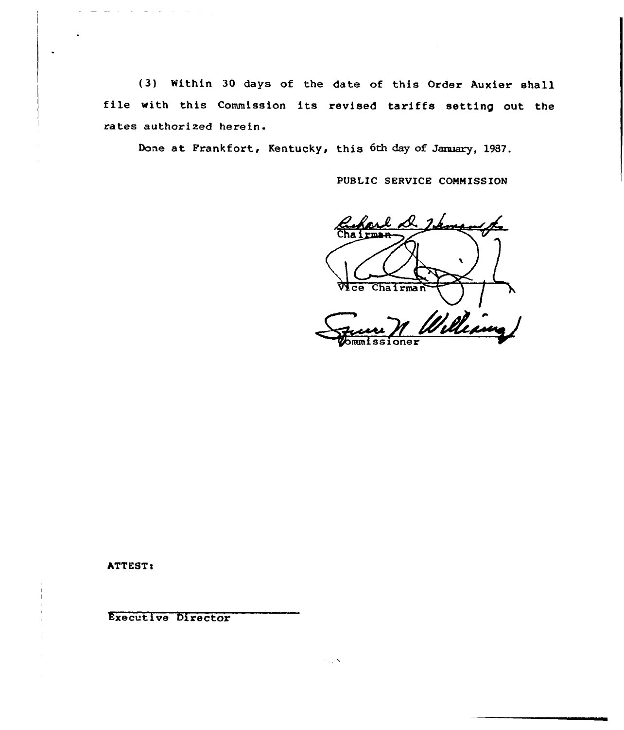(3) Within 30 days of the date of this Order Auxier shall file with this Commission its revised tariffs setting out the rates authorized herein.

Done at Frankfort, Kentucky, this 6th day of January, 1987.

PUBLIC SERVICE COMMISSION

Chairman

Vice Chairman

Commissioner

ATTEST:

Executive Director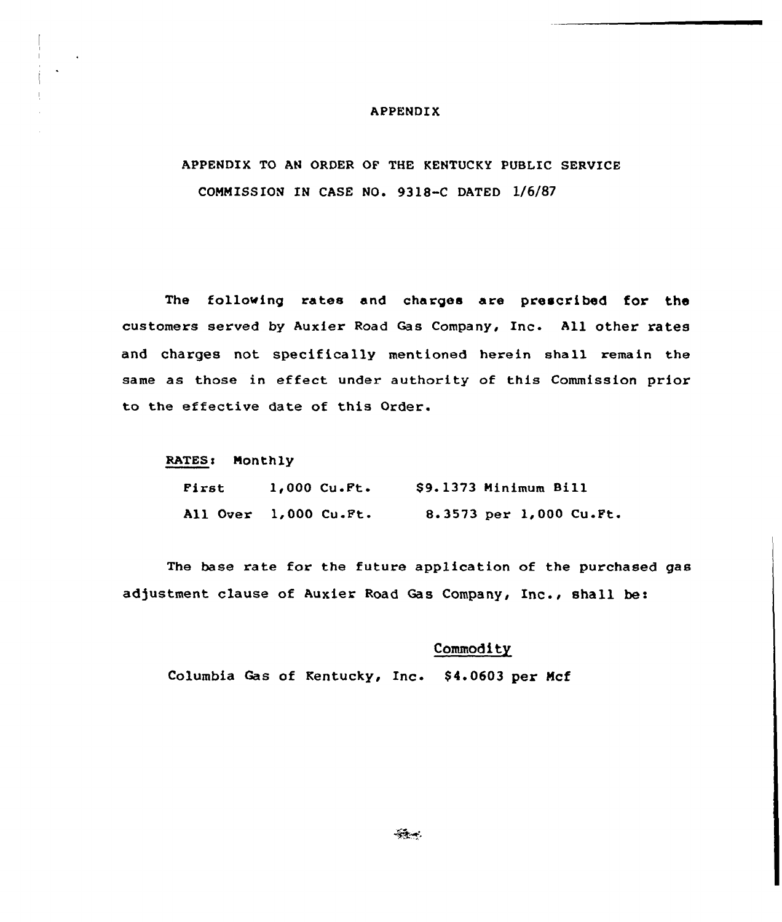# APPENDIX

APPENDIX TO AN ORDER OF THE KENTUCKY PUBLIC SERVICE COMMISSION IN CASE NO. 9318-C DATED 1/6/87

The following rates and charges are prescribed for the customers served by Auxier Road Gas Company, Inc. All other rates and charges not specifically mentioned herein shall remain the same as those in effect under authority of this Commission prior to the effective date of this Order.

RATES: Monthly

| | | |
|---|---|---|
| First | 1,000 Cu.Ft. | $9.1373 Minimum Bill |
| All Over | 1,000 Cu.Ft. | 8.3573 per 1,000 Cu.Ft. |

The base rate for the future application of the purchased gas adjustment clause of Auxier Road Gas Company, Inc., shall be:

| | Commodity |
|---|---|
| Columbia Gas of Kentucky, Inc. | $4.0603 per Mcf |